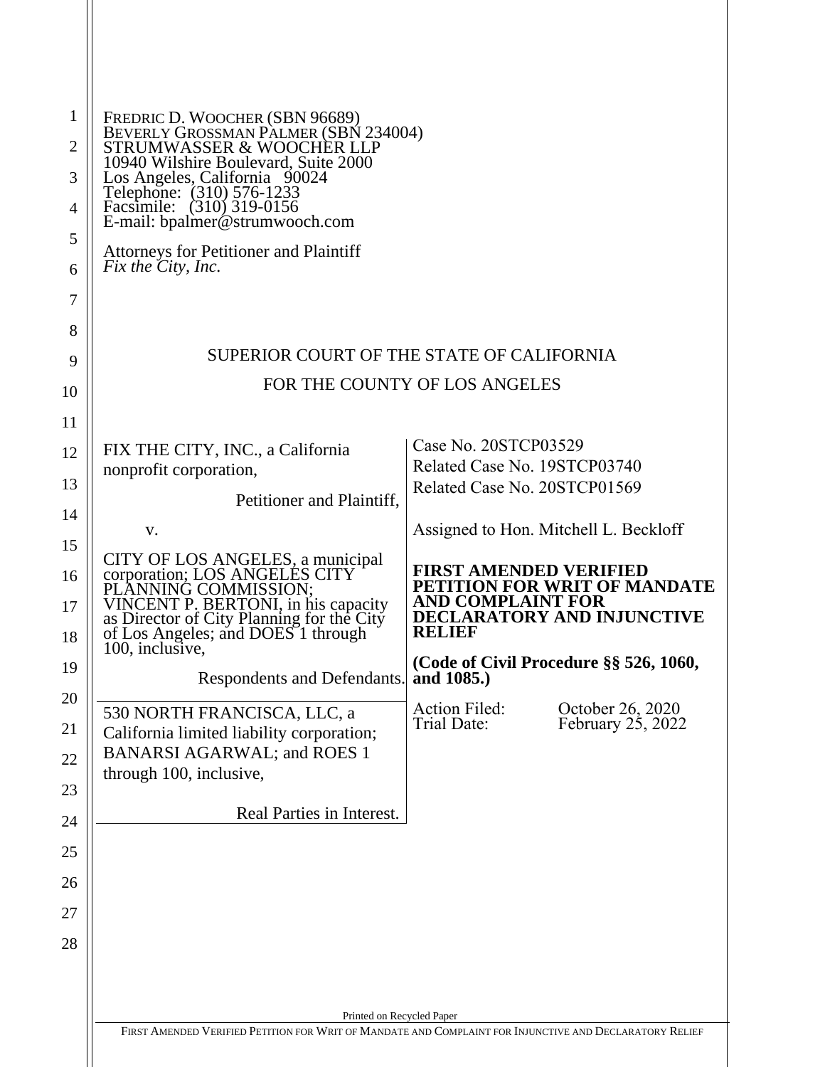FREDRIC D. WOOCHER (SBN 96689)
BEVERLY GROSSMAN PALMER (SBN 234004)
STRUMWASSER & WOOCHER LLP
10940 Wilshire Boulevard, Suite 2000
Los Angeles, California 90024
Telephone: (310) 576-1233
Facsimile: (310) 319-0156
E-mail: bpalmer@strumwooch.com

Attorneys for Petitioner and Plaintiff
*Fix the City, Inc.*

SUPERIOR COURT OF THE STATE OF CALIFORNIA

FOR THE COUNTY OF LOS ANGELES

FIX THE CITY, INC., a California nonprofit corporation,

Petitioner and Plaintiff,

v.

CITY OF LOS ANGELES, a municipal corporation; LOS ANGELES CITY PLANNING COMMISSION; VINCENT P. BERTONI, in his capacity as Director of City Planning for the City of Los Angeles; and DOES 1 through 100, inclusive,

Respondents and Defendants.

530 NORTH FRANCISCA, LLC, a California limited liability corporation; BANARSI AGARWAL; and ROES 1 through 100, inclusive,

Real Parties in Interest.

Case No. 20STCP03529
Related Case No. 19STCP03740
Related Case No. 20STCP01569

Assigned to Hon. Mitchell L. Beckloff

**FIRST AMENDED VERIFIED PETITION FOR WRIT OF MANDATE AND COMPLAINT FOR DECLARATORY AND INJUNCTIVE RELIEF**

**(Code of Civil Procedure §§ 526, 1060, and 1085.)**

Action Filed: October 26, 2020
Trial Date: February 25, 2022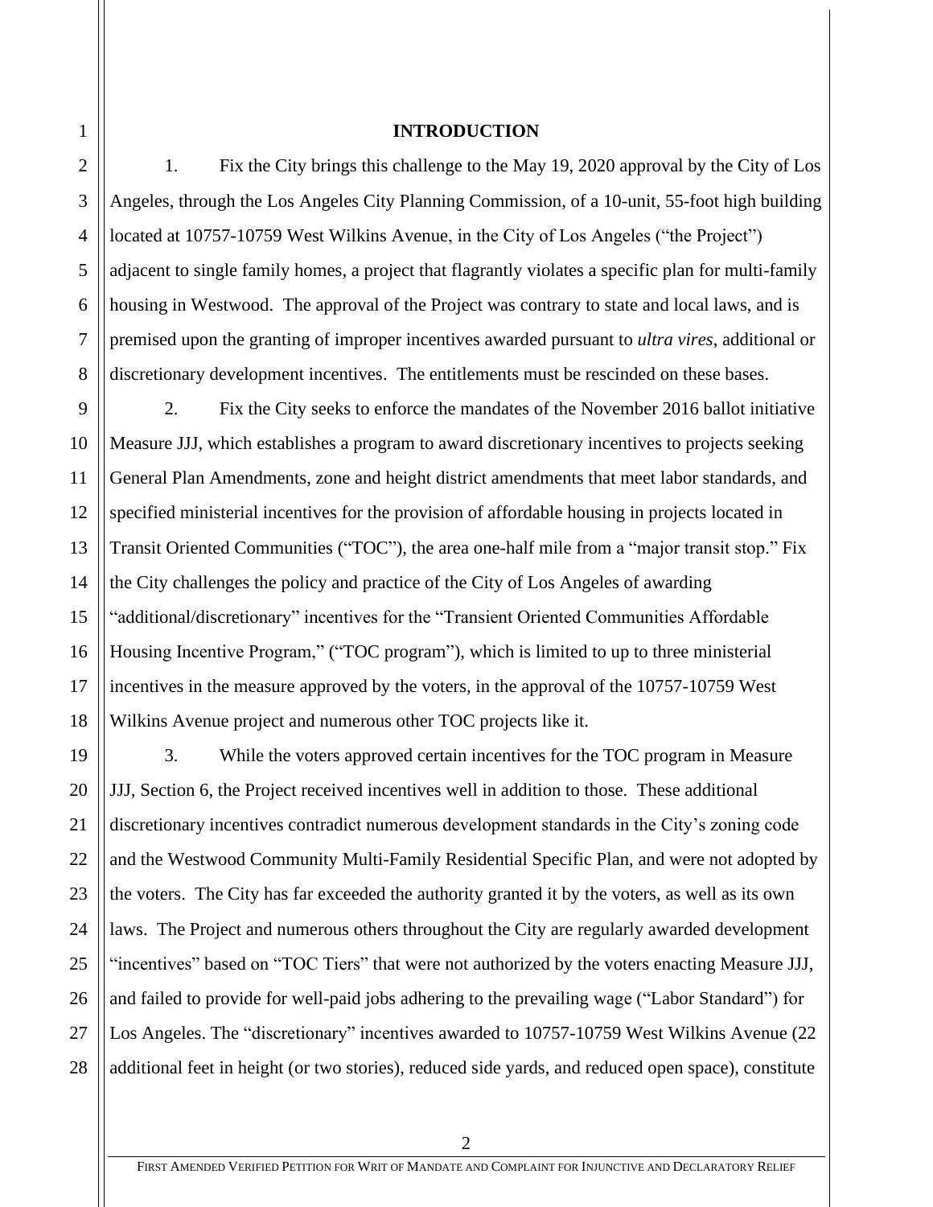## INTRODUCTION

1. Fix the City brings this challenge to the May 19, 2020 approval by the City of Los Angeles, through the Los Angeles City Planning Commission, of a 10-unit, 55-foot high building located at 10757-10759 West Wilkins Avenue, in the City of Los Angeles ("the Project") adjacent to single family homes, a project that flagrantly violates a specific plan for multi-family housing in Westwood. The approval of the Project was contrary to state and local laws, and is premised upon the granting of improper incentives awarded pursuant to *ultra vires*, additional or discretionary development incentives. The entitlements must be rescinded on these bases.

2. Fix the City seeks to enforce the mandates of the November 2016 ballot initiative Measure JJJ, which establishes a program to award discretionary incentives to projects seeking General Plan Amendments, zone and height district amendments that meet labor standards, and specified ministerial incentives for the provision of affordable housing in projects located in Transit Oriented Communities ("TOC"), the area one-half mile from a "major transit stop." Fix the City challenges the policy and practice of the City of Los Angeles of awarding "additional/discretionary" incentives for the "Transient Oriented Communities Affordable Housing Incentive Program," ("TOC program"), which is limited to up to three ministerial incentives in the measure approved by the voters, in the approval of the 10757-10759 West Wilkins Avenue project and numerous other TOC projects like it.

3. While the voters approved certain incentives for the TOC program in Measure JJJ, Section 6, the Project received incentives well in addition to those. These additional discretionary incentives contradict numerous development standards in the City's zoning code and the Westwood Community Multi-Family Residential Specific Plan, and were not adopted by the voters. The City has far exceeded the authority granted it by the voters, as well as its own laws. The Project and numerous others throughout the City are regularly awarded development "incentives" based on "TOC Tiers" that were not authorized by the voters enacting Measure JJJ, and failed to provide for well-paid jobs adhering to the prevailing wage ("Labor Standard") for Los Angeles. The "discretionary" incentives awarded to 10757-10759 West Wilkins Avenue (22 additional feet in height (or two stories), reduced side yards, and reduced open space), constitute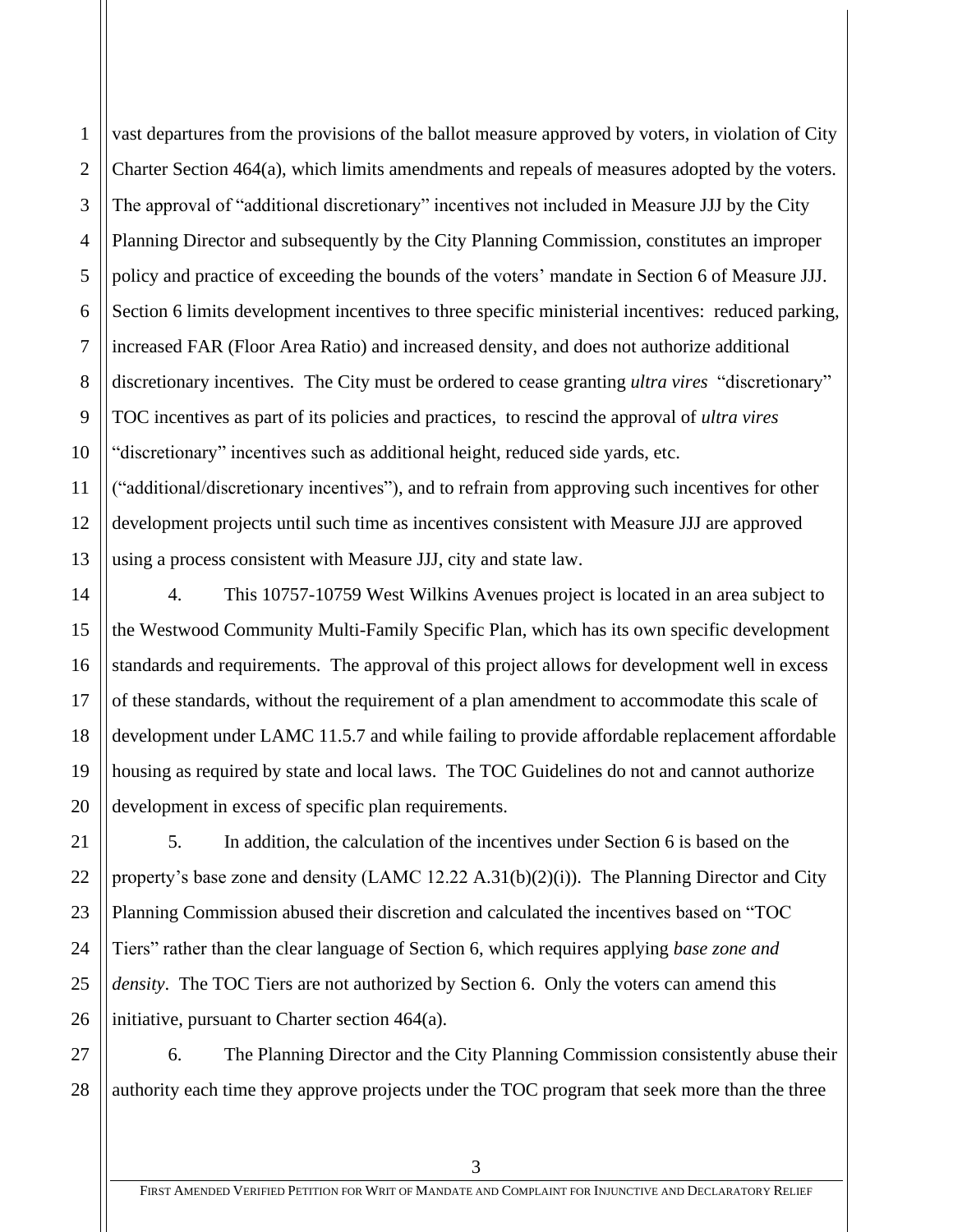vast departures from the provisions of the ballot measure approved by voters, in violation of City Charter Section 464(a), which limits amendments and repeals of measures adopted by the voters. The approval of "additional discretionary" incentives not included in Measure JJJ by the City Planning Director and subsequently by the City Planning Commission, constitutes an improper policy and practice of exceeding the bounds of the voters' mandate in Section 6 of Measure JJJ. Section 6 limits development incentives to three specific ministerial incentives: reduced parking, increased FAR (Floor Area Ratio) and increased density, and does not authorize additional discretionary incentives. The City must be ordered to cease granting *ultra vires* "discretionary" TOC incentives as part of its policies and practices, to rescind the approval of *ultra vires* "discretionary" incentives such as additional height, reduced side yards, etc. ("additional/discretionary incentives"), and to refrain from approving such incentives for other development projects until such time as incentives consistent with Measure JJJ are approved using a process consistent with Measure JJJ, city and state law.

4. This 10757-10759 West Wilkins Avenues project is located in an area subject to the Westwood Community Multi-Family Specific Plan, which has its own specific development standards and requirements. The approval of this project allows for development well in excess of these standards, without the requirement of a plan amendment to accommodate this scale of development under LAMC 11.5.7 and while failing to provide affordable replacement affordable housing as required by state and local laws. The TOC Guidelines do not and cannot authorize development in excess of specific plan requirements.

5. In addition, the calculation of the incentives under Section 6 is based on the property's base zone and density (LAMC 12.22 A.31(b)(2)(i)). The Planning Director and City Planning Commission abused their discretion and calculated the incentives based on "TOC Tiers" rather than the clear language of Section 6, which requires applying *base zone and density*. The TOC Tiers are not authorized by Section 6. Only the voters can amend this initiative, pursuant to Charter section 464(a).

6. The Planning Director and the City Planning Commission consistently abuse their authority each time they approve projects under the TOC program that seek more than the three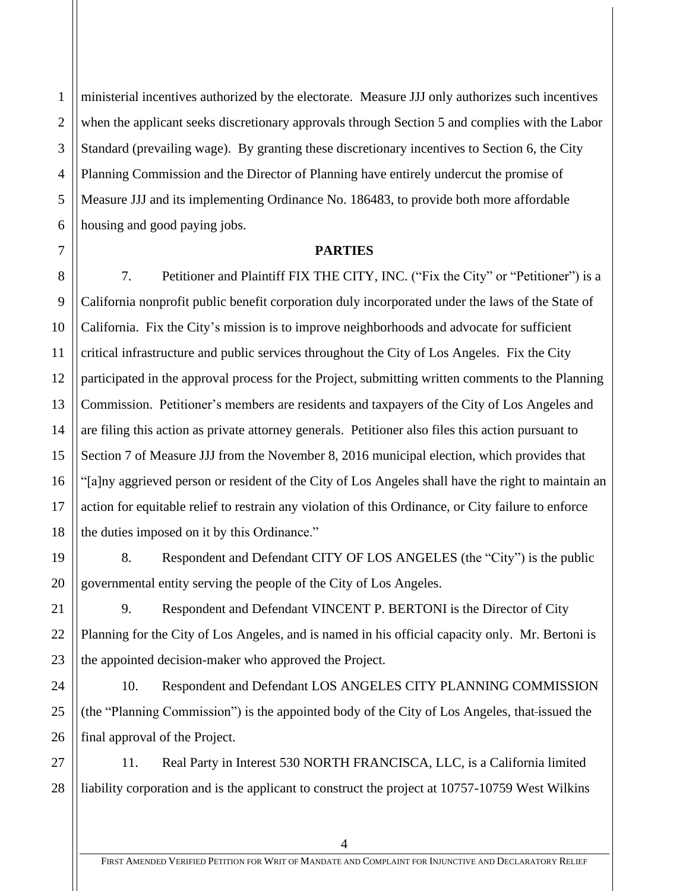ministerial incentives authorized by the electorate. Measure JJJ only authorizes such incentives when the applicant seeks discretionary approvals through Section 5 and complies with the Labor Standard (prevailing wage). By granting these discretionary incentives to Section 6, the City Planning Commission and the Director of Planning have entirely undercut the promise of Measure JJJ and its implementing Ordinance No. 186483, to provide both more affordable housing and good paying jobs.

**PARTIES**

7. Petitioner and Plaintiff FIX THE CITY, INC. ("Fix the City" or "Petitioner") is a California nonprofit public benefit corporation duly incorporated under the laws of the State of California. Fix the City's mission is to improve neighborhoods and advocate for sufficient critical infrastructure and public services throughout the City of Los Angeles. Fix the City participated in the approval process for the Project, submitting written comments to the Planning Commission. Petitioner's members are residents and taxpayers of the City of Los Angeles and are filing this action as private attorney generals. Petitioner also files this action pursuant to Section 7 of Measure JJJ from the November 8, 2016 municipal election, which provides that "[a]ny aggrieved person or resident of the City of Los Angeles shall have the right to maintain an action for equitable relief to restrain any violation of this Ordinance, or City failure to enforce the duties imposed on it by this Ordinance."

8. Respondent and Defendant CITY OF LOS ANGELES (the "City") is the public governmental entity serving the people of the City of Los Angeles.

9. Respondent and Defendant VINCENT P. BERTONI is the Director of City Planning for the City of Los Angeles, and is named in his official capacity only. Mr. Bertoni is the appointed decision-maker who approved the Project.

10. Respondent and Defendant LOS ANGELES CITY PLANNING COMMISSION (the "Planning Commission") is the appointed body of the City of Los Angeles, that issued the final approval of the Project.

11. Real Party in Interest 530 NORTH FRANCISCA, LLC, is a California limited liability corporation and is the applicant to construct the project at 10757-10759 West Wilkins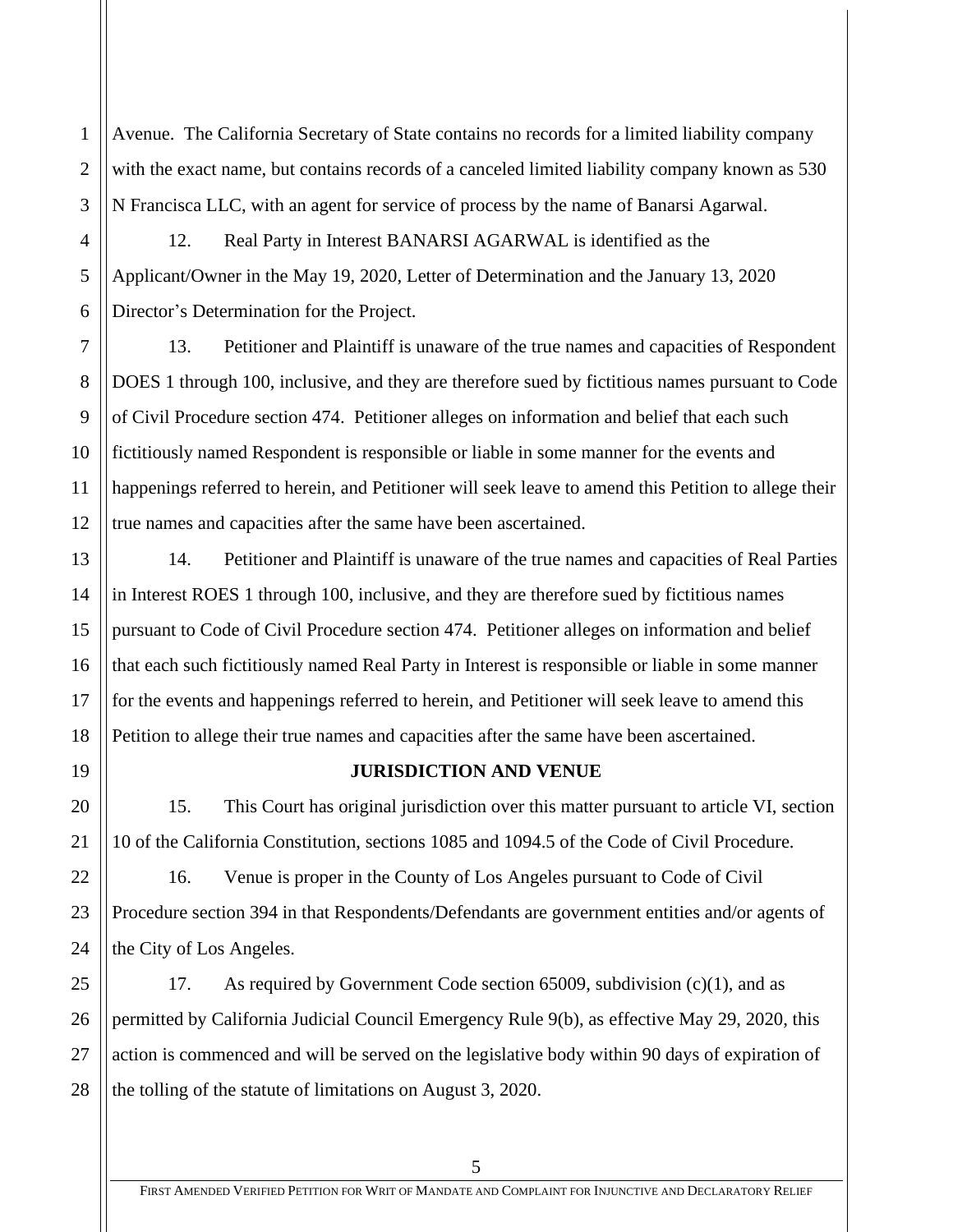Avenue. The California Secretary of State contains no records for a limited liability company with the exact name, but contains records of a canceled limited liability company known as 530 N Francisca LLC, with an agent for service of process by the name of Banarsi Agarwal.

12. Real Party in Interest BANARSI AGARWAL is identified as the Applicant/Owner in the May 19, 2020, Letter of Determination and the January 13, 2020 Director's Determination for the Project.

13. Petitioner and Plaintiff is unaware of the true names and capacities of Respondent DOES 1 through 100, inclusive, and they are therefore sued by fictitious names pursuant to Code of Civil Procedure section 474. Petitioner alleges on information and belief that each such fictitiously named Respondent is responsible or liable in some manner for the events and happenings referred to herein, and Petitioner will seek leave to amend this Petition to allege their true names and capacities after the same have been ascertained.

14. Petitioner and Plaintiff is unaware of the true names and capacities of Real Parties in Interest ROES 1 through 100, inclusive, and they are therefore sued by fictitious names pursuant to Code of Civil Procedure section 474. Petitioner alleges on information and belief that each such fictitiously named Real Party in Interest is responsible or liable in some manner for the events and happenings referred to herein, and Petitioner will seek leave to amend this Petition to allege their true names and capacities after the same have been ascertained.

## JURISDICTION AND VENUE

15. This Court has original jurisdiction over this matter pursuant to article VI, section 10 of the California Constitution, sections 1085 and 1094.5 of the Code of Civil Procedure.

16. Venue is proper in the County of Los Angeles pursuant to Code of Civil Procedure section 394 in that Respondents/Defendants are government entities and/or agents of the City of Los Angeles.

17. As required by Government Code section 65009, subdivision (c)(1), and as permitted by California Judicial Council Emergency Rule 9(b), as effective May 29, 2020, this action is commenced and will be served on the legislative body within 90 days of expiration of the tolling of the statute of limitations on August 3, 2020.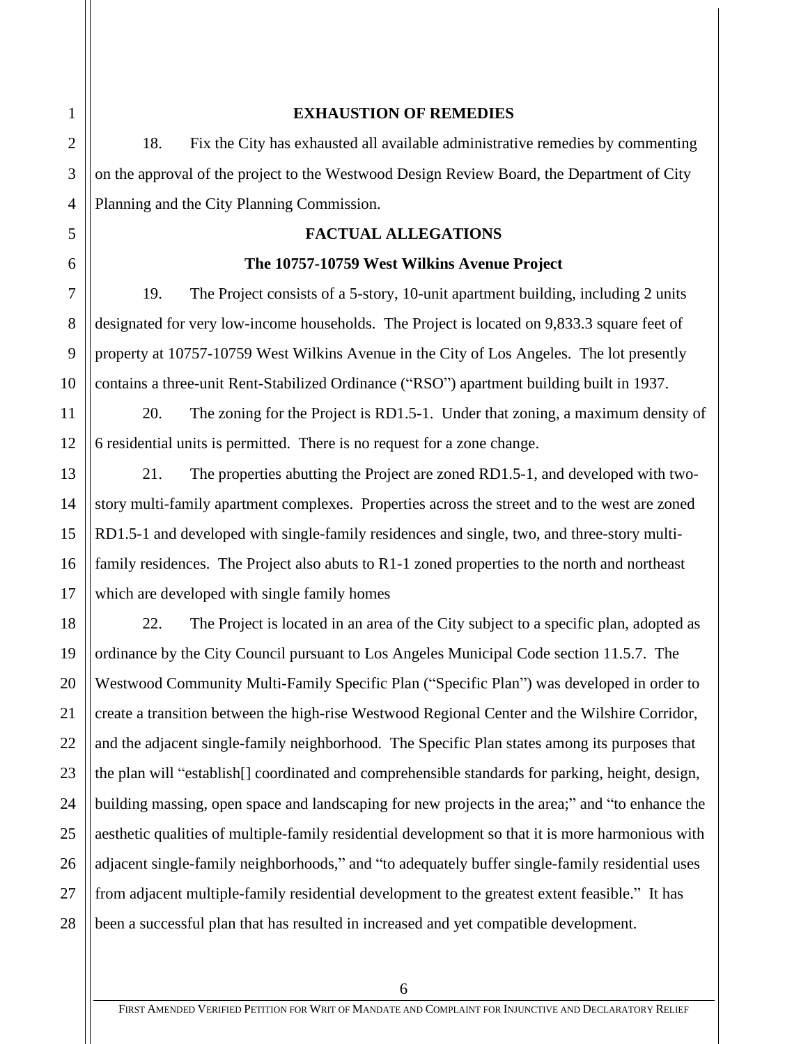## EXHAUSTION OF REMEDIES

18. Fix the City has exhausted all available administrative remedies by commenting on the approval of the project to the Westwood Design Review Board, the Department of City Planning and the City Planning Commission.

## FACTUAL ALLEGATIONS

### The 10757-10759 West Wilkins Avenue Project

19. The Project consists of a 5-story, 10-unit apartment building, including 2 units designated for very low-income households. The Project is located on 9,833.3 square feet of property at 10757-10759 West Wilkins Avenue in the City of Los Angeles. The lot presently contains a three-unit Rent-Stabilized Ordinance ("RSO") apartment building built in 1937.

20. The zoning for the Project is RD1.5-1. Under that zoning, a maximum density of 6 residential units is permitted. There is no request for a zone change.

21. The properties abutting the Project are zoned RD1.5-1, and developed with two-story multi-family apartment complexes. Properties across the street and to the west are zoned RD1.5-1 and developed with single-family residences and single, two, and three-story multi-family residences. The Project also abuts to R1-1 zoned properties to the north and northeast which are developed with single family homes

22. The Project is located in an area of the City subject to a specific plan, adopted as ordinance by the City Council pursuant to Los Angeles Municipal Code section 11.5.7. The Westwood Community Multi-Family Specific Plan ("Specific Plan") was developed in order to create a transition between the high-rise Westwood Regional Center and the Wilshire Corridor, and the adjacent single-family neighborhood. The Specific Plan states among its purposes that the plan will "establish[] coordinated and comprehensible standards for parking, height, design, building massing, open space and landscaping for new projects in the area;" and "to enhance the aesthetic qualities of multiple-family residential development so that it is more harmonious with adjacent single-family neighborhoods," and "to adequately buffer single-family residential uses from adjacent multiple-family residential development to the greatest extent feasible." It has been a successful plan that has resulted in increased and yet compatible development.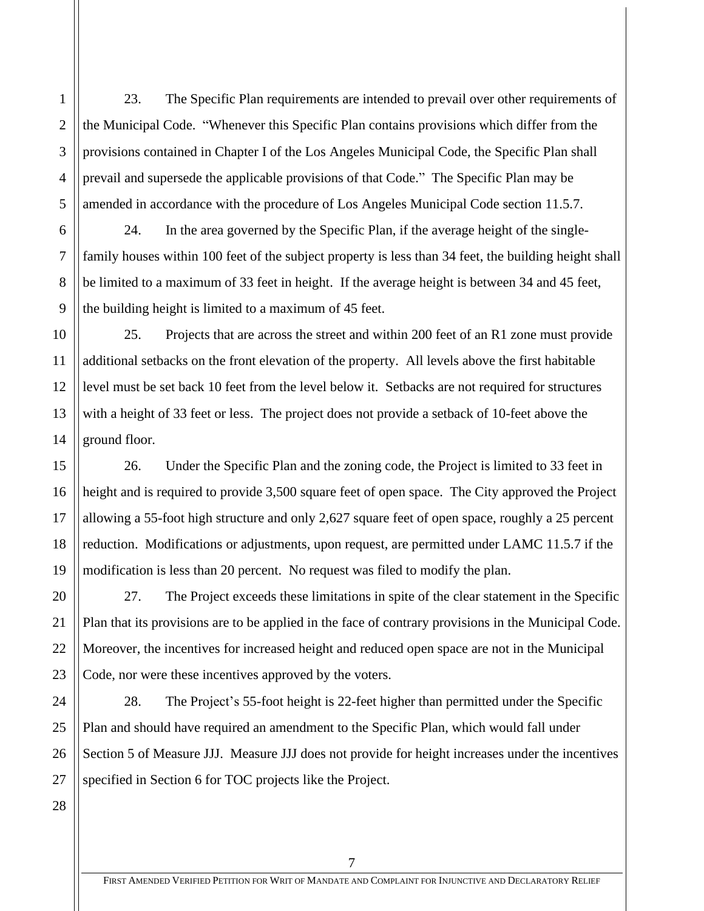23. The Specific Plan requirements are intended to prevail over other requirements of the Municipal Code. "Whenever this Specific Plan contains provisions which differ from the provisions contained in Chapter I of the Los Angeles Municipal Code, the Specific Plan shall prevail and supersede the applicable provisions of that Code." The Specific Plan may be amended in accordance with the procedure of Los Angeles Municipal Code section 11.5.7.

24. In the area governed by the Specific Plan, if the average height of the single-family houses within 100 feet of the subject property is less than 34 feet, the building height shall be limited to a maximum of 33 feet in height. If the average height is between 34 and 45 feet, the building height is limited to a maximum of 45 feet.

25. Projects that are across the street and within 200 feet of an R1 zone must provide additional setbacks on the front elevation of the property. All levels above the first habitable level must be set back 10 feet from the level below it. Setbacks are not required for structures with a height of 33 feet or less. The project does not provide a setback of 10-feet above the ground floor.

26. Under the Specific Plan and the zoning code, the Project is limited to 33 feet in height and is required to provide 3,500 square feet of open space. The City approved the Project allowing a 55-foot high structure and only 2,627 square feet of open space, roughly a 25 percent reduction. Modifications or adjustments, upon request, are permitted under LAMC 11.5.7 if the modification is less than 20 percent. No request was filed to modify the plan.

27. The Project exceeds these limitations in spite of the clear statement in the Specific Plan that its provisions are to be applied in the face of contrary provisions in the Municipal Code. Moreover, the incentives for increased height and reduced open space are not in the Municipal Code, nor were these incentives approved by the voters.

28. The Project's 55-foot height is 22-feet higher than permitted under the Specific Plan and should have required an amendment to the Specific Plan, which would fall under Section 5 of Measure JJJ. Measure JJJ does not provide for height increases under the incentives specified in Section 6 for TOC projects like the Project.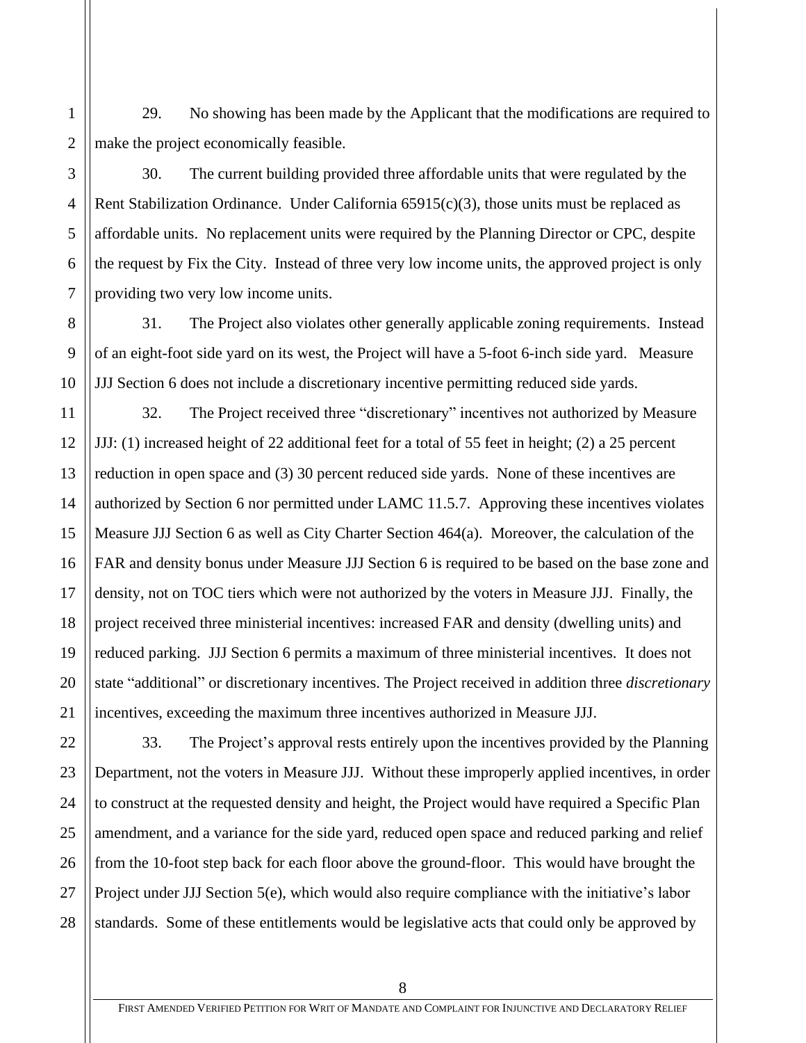29. No showing has been made by the Applicant that the modifications are required to make the project economically feasible.

30. The current building provided three affordable units that were regulated by the Rent Stabilization Ordinance. Under California 65915(c)(3), those units must be replaced as affordable units. No replacement units were required by the Planning Director or CPC, despite the request by Fix the City. Instead of three very low income units, the approved project is only providing two very low income units.

31. The Project also violates other generally applicable zoning requirements. Instead of an eight-foot side yard on its west, the Project will have a 5-foot 6-inch side yard. Measure JJJ Section 6 does not include a discretionary incentive permitting reduced side yards.

32. The Project received three "discretionary" incentives not authorized by Measure JJJ: (1) increased height of 22 additional feet for a total of 55 feet in height; (2) a 25 percent reduction in open space and (3) 30 percent reduced side yards. None of these incentives are authorized by Section 6 nor permitted under LAMC 11.5.7. Approving these incentives violates Measure JJJ Section 6 as well as City Charter Section 464(a). Moreover, the calculation of the FAR and density bonus under Measure JJJ Section 6 is required to be based on the base zone and density, not on TOC tiers which were not authorized by the voters in Measure JJJ. Finally, the project received three ministerial incentives: increased FAR and density (dwelling units) and reduced parking. JJJ Section 6 permits a maximum of three ministerial incentives. It does not state "additional" or discretionary incentives. The Project received in addition three *discretionary* incentives, exceeding the maximum three incentives authorized in Measure JJJ.

33. The Project's approval rests entirely upon the incentives provided by the Planning Department, not the voters in Measure JJJ. Without these improperly applied incentives, in order to construct at the requested density and height, the Project would have required a Specific Plan amendment, and a variance for the side yard, reduced open space and reduced parking and relief from the 10-foot step back for each floor above the ground-floor. This would have brought the Project under JJJ Section 5(e), which would also require compliance with the initiative's labor standards. Some of these entitlements would be legislative acts that could only be approved by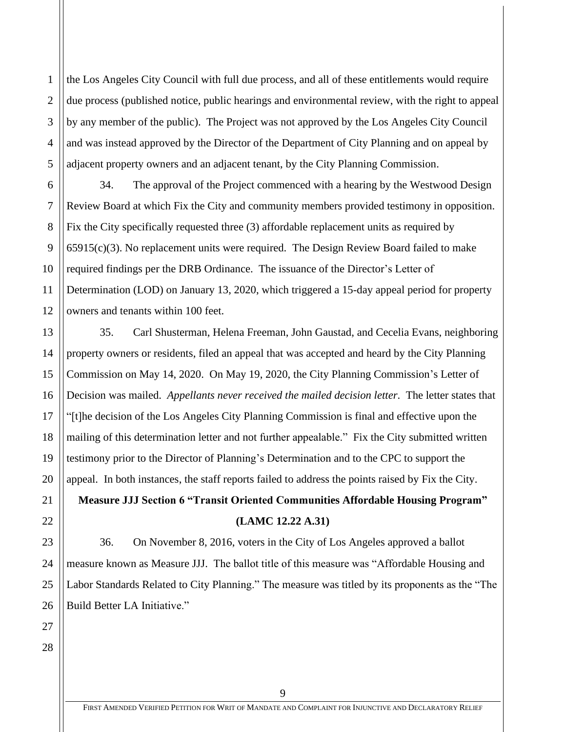the Los Angeles City Council with full due process, and all of these entitlements would require due process (published notice, public hearings and environmental review, with the right to appeal by any member of the public). The Project was not approved by the Los Angeles City Council and was instead approved by the Director of the Department of City Planning and on appeal by adjacent property owners and an adjacent tenant, by the City Planning Commission.

34. The approval of the Project commenced with a hearing by the Westwood Design Review Board at which Fix the City and community members provided testimony in opposition. Fix the City specifically requested three (3) affordable replacement units as required by 65915(c)(3). No replacement units were required. The Design Review Board failed to make required findings per the DRB Ordinance. The issuance of the Director's Letter of Determination (LOD) on January 13, 2020, which triggered a 15-day appeal period for property owners and tenants within 100 feet.

35. Carl Shusterman, Helena Freeman, John Gaustad, and Cecelia Evans, neighboring property owners or residents, filed an appeal that was accepted and heard by the City Planning Commission on May 14, 2020. On May 19, 2020, the City Planning Commission's Letter of Decision was mailed. *Appellants never received the mailed decision letter.* The letter states that "[t]he decision of the Los Angeles City Planning Commission is final and effective upon the mailing of this determination letter and not further appealable." Fix the City submitted written testimony prior to the Director of Planning's Determination and to the CPC to support the appeal. In both instances, the staff reports failed to address the points raised by Fix the City.

**Measure JJJ Section 6 "Transit Oriented Communities Affordable Housing Program" (LAMC 12.22 A.31)**

36. On November 8, 2016, voters in the City of Los Angeles approved a ballot measure known as Measure JJJ. The ballot title of this measure was "Affordable Housing and Labor Standards Related to City Planning." The measure was titled by its proponents as the "The Build Better LA Initiative."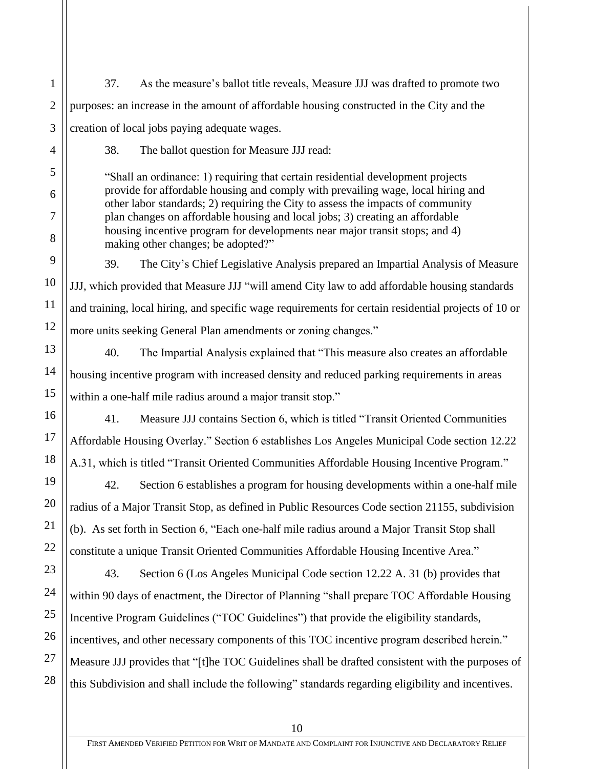37. As the measure's ballot title reveals, Measure JJJ was drafted to promote two purposes: an increase in the amount of affordable housing constructed in the City and the creation of local jobs paying adequate wages.

38. The ballot question for Measure JJJ read:

> "Shall an ordinance: 1) requiring that certain residential development projects provide for affordable housing and comply with prevailing wage, local hiring and other labor standards; 2) requiring the City to assess the impacts of community plan changes on affordable housing and local jobs; 3) creating an affordable housing incentive program for developments near major transit stops; and 4) making other changes; be adopted?"

39. The City's Chief Legislative Analysis prepared an Impartial Analysis of Measure JJJ, which provided that Measure JJJ "will amend City law to add affordable housing standards and training, local hiring, and specific wage requirements for certain residential projects of 10 or more units seeking General Plan amendments or zoning changes."

40. The Impartial Analysis explained that "This measure also creates an affordable housing incentive program with increased density and reduced parking requirements in areas within a one-half mile radius around a major transit stop."

41. Measure JJJ contains Section 6, which is titled "Transit Oriented Communities Affordable Housing Overlay." Section 6 establishes Los Angeles Municipal Code section 12.22 A.31, which is titled "Transit Oriented Communities Affordable Housing Incentive Program."

42. Section 6 establishes a program for housing developments within a one-half mile radius of a Major Transit Stop, as defined in Public Resources Code section 21155, subdivision (b). As set forth in Section 6, "Each one-half mile radius around a Major Transit Stop shall constitute a unique Transit Oriented Communities Affordable Housing Incentive Area."

43. Section 6 (Los Angeles Municipal Code section 12.22 A. 31 (b) provides that within 90 days of enactment, the Director of Planning "shall prepare TOC Affordable Housing Incentive Program Guidelines ("TOC Guidelines") that provide the eligibility standards, incentives, and other necessary components of this TOC incentive program described herein." Measure JJJ provides that "[t]he TOC Guidelines shall be drafted consistent with the purposes of this Subdivision and shall include the following" standards regarding eligibility and incentives.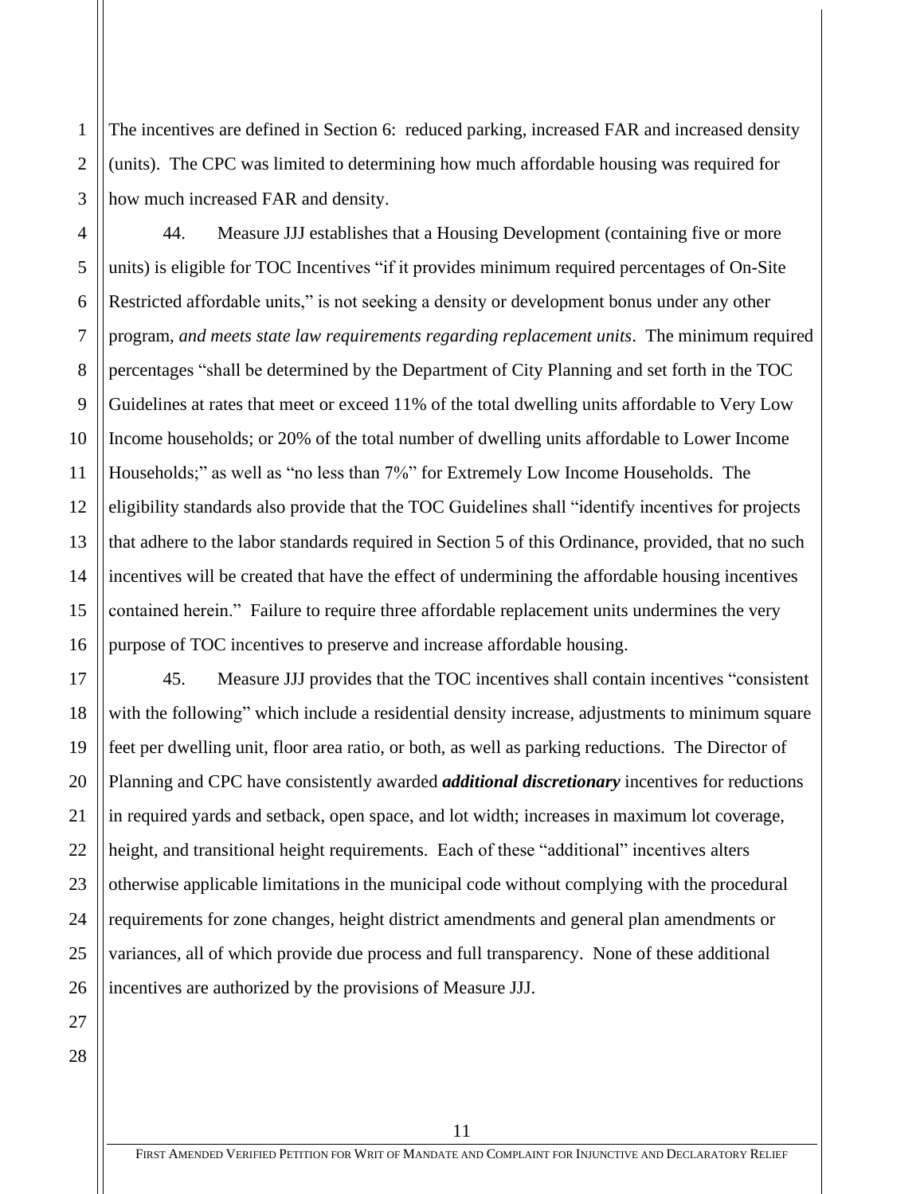The incentives are defined in Section 6: reduced parking, increased FAR and increased density (units). The CPC was limited to determining how much affordable housing was required for how much increased FAR and density.

44. Measure JJJ establishes that a Housing Development (containing five or more units) is eligible for TOC Incentives "if it provides minimum required percentages of On-Site Restricted affordable units," is not seeking a density or development bonus under any other program, *and meets state law requirements regarding replacement units*. The minimum required percentages "shall be determined by the Department of City Planning and set forth in the TOC Guidelines at rates that meet or exceed 11% of the total dwelling units affordable to Very Low Income households; or 20% of the total number of dwelling units affordable to Lower Income Households;" as well as "no less than 7%" for Extremely Low Income Households. The eligibility standards also provide that the TOC Guidelines shall "identify incentives for projects that adhere to the labor standards required in Section 5 of this Ordinance, provided, that no such incentives will be created that have the effect of undermining the affordable housing incentives contained herein." Failure to require three affordable replacement units undermines the very purpose of TOC incentives to preserve and increase affordable housing.

45. Measure JJJ provides that the TOC incentives shall contain incentives "consistent with the following" which include a residential density increase, adjustments to minimum square feet per dwelling unit, floor area ratio, or both, as well as parking reductions. The Director of Planning and CPC have consistently awarded ***additional discretionary*** incentives for reductions in required yards and setback, open space, and lot width; increases in maximum lot coverage, height, and transitional height requirements. Each of these "additional" incentives alters otherwise applicable limitations in the municipal code without complying with the procedural requirements for zone changes, height district amendments and general plan amendments or variances, all of which provide due process and full transparency. None of these additional incentives are authorized by the provisions of Measure JJJ.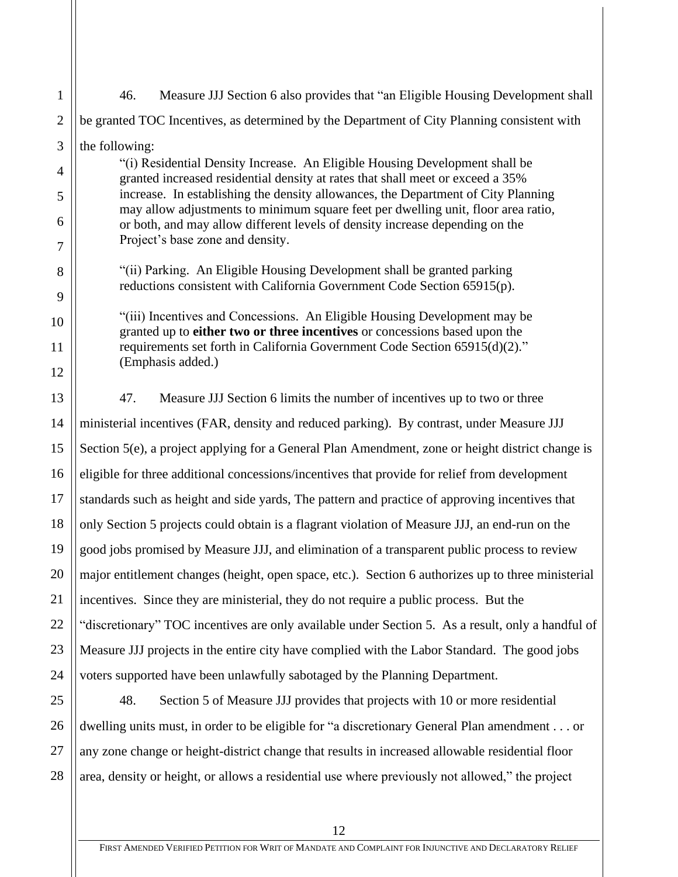46. Measure JJJ Section 6 also provides that "an Eligible Housing Development shall be granted TOC Incentives, as determined by the Department of City Planning consistent with the following:

> "(i) Residential Density Increase. An Eligible Housing Development shall be granted increased residential density at rates that shall meet or exceed a 35% increase. In establishing the density allowances, the Department of City Planning may allow adjustments to minimum square feet per dwelling unit, floor area ratio, or both, and may allow different levels of density increase depending on the Project's base zone and density.
>
> "(ii) Parking. An Eligible Housing Development shall be granted parking reductions consistent with California Government Code Section 65915(p).
>
> "(iii) Incentives and Concessions. An Eligible Housing Development may be granted up to **either two or three incentives** or concessions based upon the requirements set forth in California Government Code Section 65915(d)(2)." (Emphasis added.)

47. Measure JJJ Section 6 limits the number of incentives up to two or three ministerial incentives (FAR, density and reduced parking). By contrast, under Measure JJJ Section 5(e), a project applying for a General Plan Amendment, zone or height district change is eligible for three additional concessions/incentives that provide for relief from development standards such as height and side yards, The pattern and practice of approving incentives that only Section 5 projects could obtain is a flagrant violation of Measure JJJ, an end-run on the good jobs promised by Measure JJJ, and elimination of a transparent public process to review major entitlement changes (height, open space, etc.). Section 6 authorizes up to three ministerial incentives. Since they are ministerial, they do not require a public process. But the "discretionary" TOC incentives are only available under Section 5. As a result, only a handful of Measure JJJ projects in the entire city have complied with the Labor Standard. The good jobs voters supported have been unlawfully sabotaged by the Planning Department.

48. Section 5 of Measure JJJ provides that projects with 10 or more residential dwelling units must, in order to be eligible for "a discretionary General Plan amendment . . . or any zone change or height-district change that results in increased allowable residential floor area, density or height, or allows a residential use where previously not allowed," the project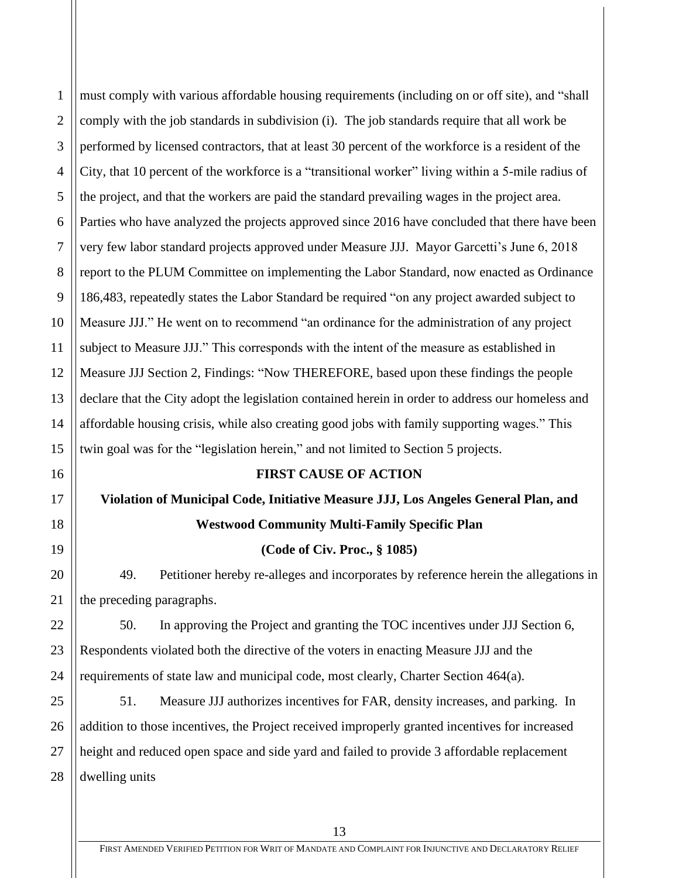must comply with various affordable housing requirements (including on or off site), and "shall comply with the job standards in subdivision (i). The job standards require that all work be performed by licensed contractors, that at least 30 percent of the workforce is a resident of the City, that 10 percent of the workforce is a "transitional worker" living within a 5-mile radius of the project, and that the workers are paid the standard prevailing wages in the project area. Parties who have analyzed the projects approved since 2016 have concluded that there have been very few labor standard projects approved under Measure JJJ. Mayor Garcetti's June 6, 2018 report to the PLUM Committee on implementing the Labor Standard, now enacted as Ordinance 186,483, repeatedly states the Labor Standard be required "on any project awarded subject to Measure JJJ." He went on to recommend "an ordinance for the administration of any project subject to Measure JJJ." This corresponds with the intent of the measure as established in Measure JJJ Section 2, Findings: "Now THEREFORE, based upon these findings the people declare that the City adopt the legislation contained herein in order to address our homeless and affordable housing crisis, while also creating good jobs with family supporting wages." This twin goal was for the "legislation herein," and not limited to Section 5 projects.

**FIRST CAUSE OF ACTION**

**Violation of Municipal Code, Initiative Measure JJJ, Los Angeles General Plan, and Westwood Community Multi-Family Specific Plan**

**(Code of Civ. Proc., § 1085)**

49. Petitioner hereby re-alleges and incorporates by reference herein the allegations in the preceding paragraphs.

50. In approving the Project and granting the TOC incentives under JJJ Section 6, Respondents violated both the directive of the voters in enacting Measure JJJ and the requirements of state law and municipal code, most clearly, Charter Section 464(a).

51. Measure JJJ authorizes incentives for FAR, density increases, and parking. In addition to those incentives, the Project received improperly granted incentives for increased height and reduced open space and side yard and failed to provide 3 affordable replacement dwelling units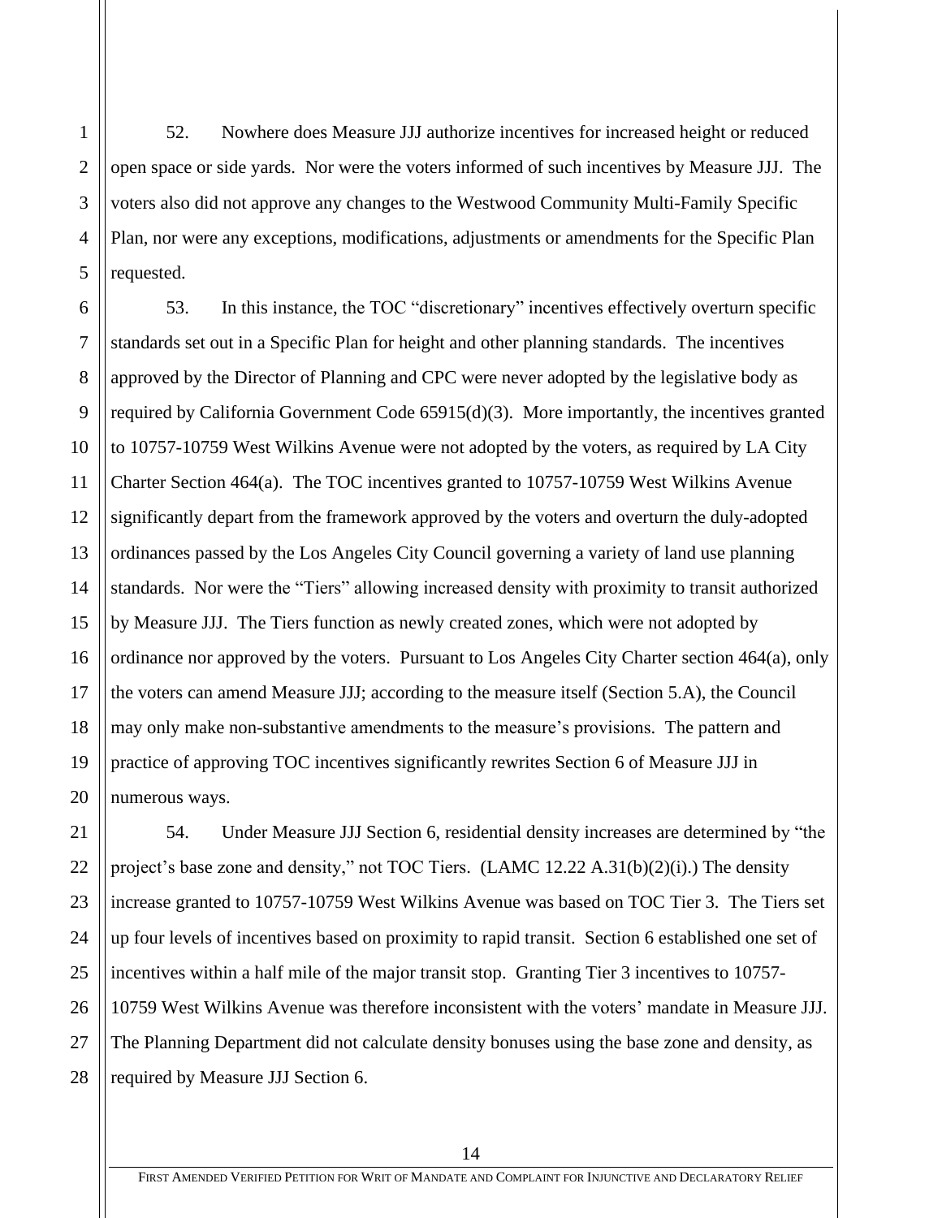52. Nowhere does Measure JJJ authorize incentives for increased height or reduced open space or side yards. Nor were the voters informed of such incentives by Measure JJJ. The voters also did not approve any changes to the Westwood Community Multi-Family Specific Plan, nor were any exceptions, modifications, adjustments or amendments for the Specific Plan requested.

53. In this instance, the TOC "discretionary" incentives effectively overturn specific standards set out in a Specific Plan for height and other planning standards. The incentives approved by the Director of Planning and CPC were never adopted by the legislative body as required by California Government Code 65915(d)(3). More importantly, the incentives granted to 10757-10759 West Wilkins Avenue were not adopted by the voters, as required by LA City Charter Section 464(a). The TOC incentives granted to 10757-10759 West Wilkins Avenue significantly depart from the framework approved by the voters and overturn the duly-adopted ordinances passed by the Los Angeles City Council governing a variety of land use planning standards. Nor were the "Tiers" allowing increased density with proximity to transit authorized by Measure JJJ. The Tiers function as newly created zones, which were not adopted by ordinance nor approved by the voters. Pursuant to Los Angeles City Charter section 464(a), only the voters can amend Measure JJJ; according to the measure itself (Section 5.A), the Council may only make non-substantive amendments to the measure's provisions. The pattern and practice of approving TOC incentives significantly rewrites Section 6 of Measure JJJ in numerous ways.

54. Under Measure JJJ Section 6, residential density increases are determined by "the project's base zone and density," not TOC Tiers. (LAMC 12.22 A.31(b)(2)(i).) The density increase granted to 10757-10759 West Wilkins Avenue was based on TOC Tier 3. The Tiers set up four levels of incentives based on proximity to rapid transit. Section 6 established one set of incentives within a half mile of the major transit stop. Granting Tier 3 incentives to 10757-10759 West Wilkins Avenue was therefore inconsistent with the voters' mandate in Measure JJJ. The Planning Department did not calculate density bonuses using the base zone and density, as required by Measure JJJ Section 6.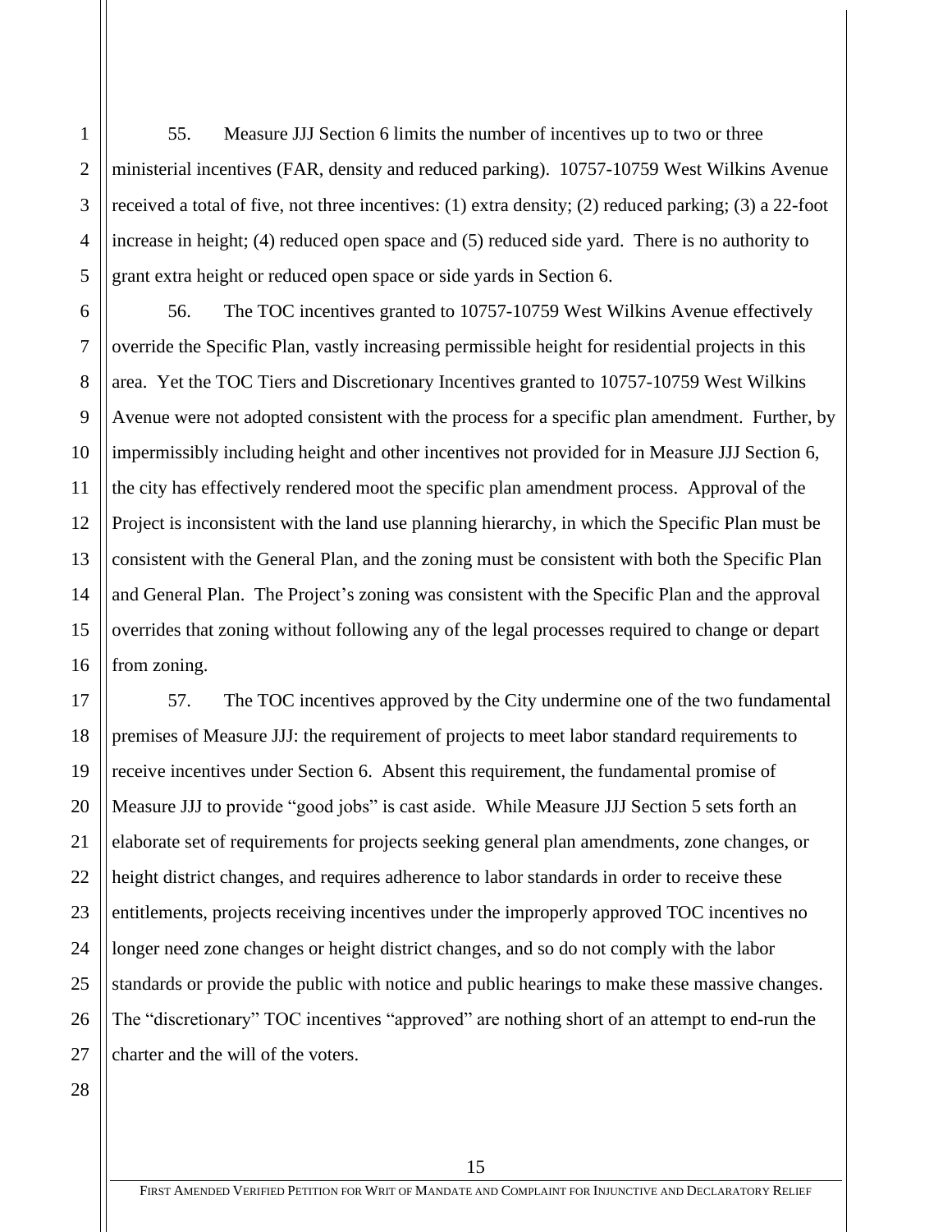55. Measure JJJ Section 6 limits the number of incentives up to two or three ministerial incentives (FAR, density and reduced parking). 10757-10759 West Wilkins Avenue received a total of five, not three incentives: (1) extra density; (2) reduced parking; (3) a 22-foot increase in height; (4) reduced open space and (5) reduced side yard. There is no authority to grant extra height or reduced open space or side yards in Section 6.

56. The TOC incentives granted to 10757-10759 West Wilkins Avenue effectively override the Specific Plan, vastly increasing permissible height for residential projects in this area. Yet the TOC Tiers and Discretionary Incentives granted to 10757-10759 West Wilkins Avenue were not adopted consistent with the process for a specific plan amendment. Further, by impermissibly including height and other incentives not provided for in Measure JJJ Section 6, the city has effectively rendered moot the specific plan amendment process. Approval of the Project is inconsistent with the land use planning hierarchy, in which the Specific Plan must be consistent with the General Plan, and the zoning must be consistent with both the Specific Plan and General Plan. The Project's zoning was consistent with the Specific Plan and the approval overrides that zoning without following any of the legal processes required to change or depart from zoning.

57. The TOC incentives approved by the City undermine one of the two fundamental premises of Measure JJJ: the requirement of projects to meet labor standard requirements to receive incentives under Section 6. Absent this requirement, the fundamental promise of Measure JJJ to provide "good jobs" is cast aside. While Measure JJJ Section 5 sets forth an elaborate set of requirements for projects seeking general plan amendments, zone changes, or height district changes, and requires adherence to labor standards in order to receive these entitlements, projects receiving incentives under the improperly approved TOC incentives no longer need zone changes or height district changes, and so do not comply with the labor standards or provide the public with notice and public hearings to make these massive changes. The "discretionary" TOC incentives "approved" are nothing short of an attempt to end-run the charter and the will of the voters.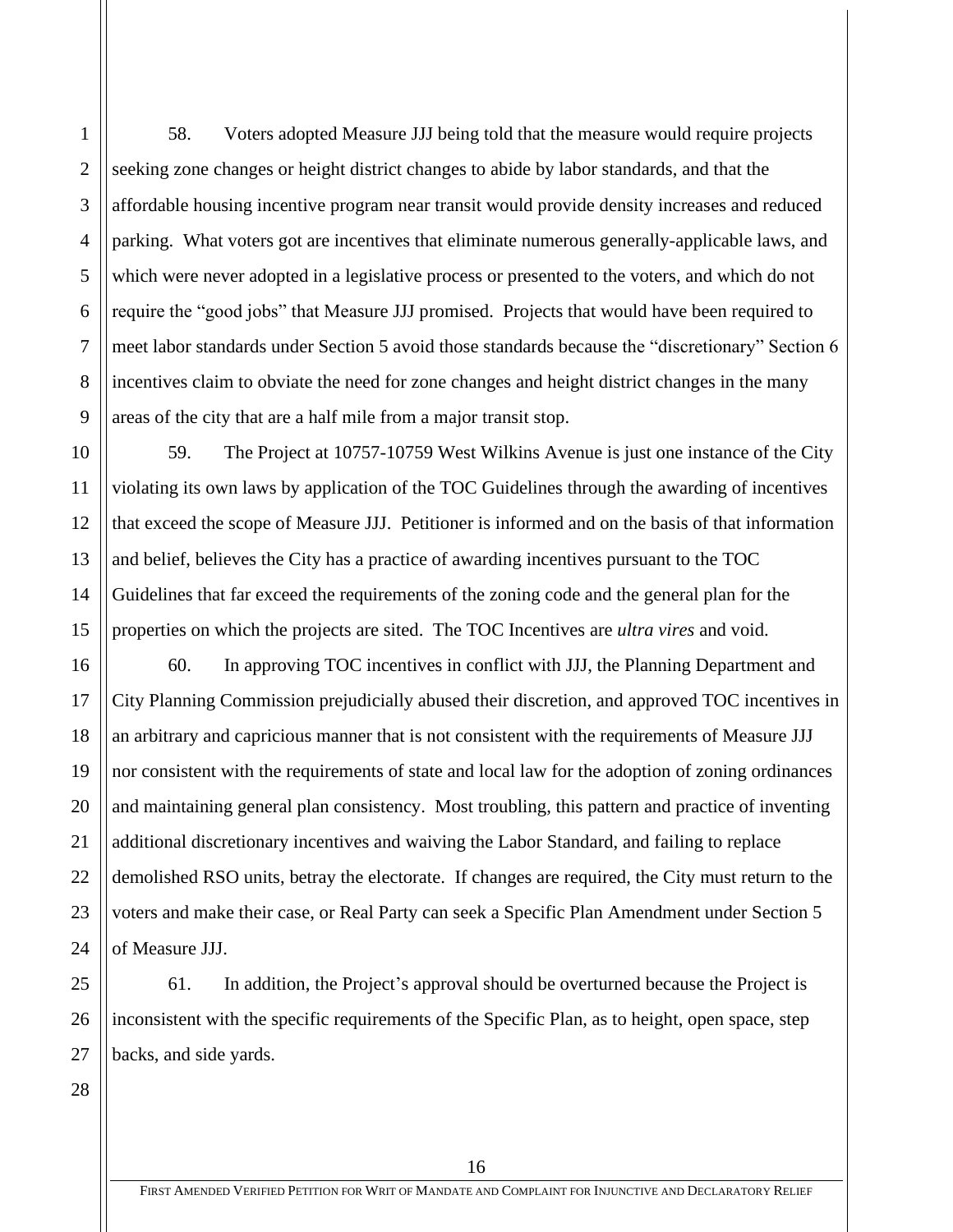58. Voters adopted Measure JJJ being told that the measure would require projects seeking zone changes or height district changes to abide by labor standards, and that the affordable housing incentive program near transit would provide density increases and reduced parking. What voters got are incentives that eliminate numerous generally-applicable laws, and which were never adopted in a legislative process or presented to the voters, and which do not require the "good jobs" that Measure JJJ promised. Projects that would have been required to meet labor standards under Section 5 avoid those standards because the "discretionary" Section 6 incentives claim to obviate the need for zone changes and height district changes in the many areas of the city that are a half mile from a major transit stop.

59. The Project at 10757-10759 West Wilkins Avenue is just one instance of the City violating its own laws by application of the TOC Guidelines through the awarding of incentives that exceed the scope of Measure JJJ. Petitioner is informed and on the basis of that information and belief, believes the City has a practice of awarding incentives pursuant to the TOC Guidelines that far exceed the requirements of the zoning code and the general plan for the properties on which the projects are sited. The TOC Incentives are *ultra vires* and void.

60. In approving TOC incentives in conflict with JJJ, the Planning Department and City Planning Commission prejudicially abused their discretion, and approved TOC incentives in an arbitrary and capricious manner that is not consistent with the requirements of Measure JJJ nor consistent with the requirements of state and local law for the adoption of zoning ordinances and maintaining general plan consistency. Most troubling, this pattern and practice of inventing additional discretionary incentives and waiving the Labor Standard, and failing to replace demolished RSO units, betray the electorate. If changes are required, the City must return to the voters and make their case, or Real Party can seek a Specific Plan Amendment under Section 5 of Measure JJJ.

61. In addition, the Project's approval should be overturned because the Project is inconsistent with the specific requirements of the Specific Plan, as to height, open space, step backs, and side yards.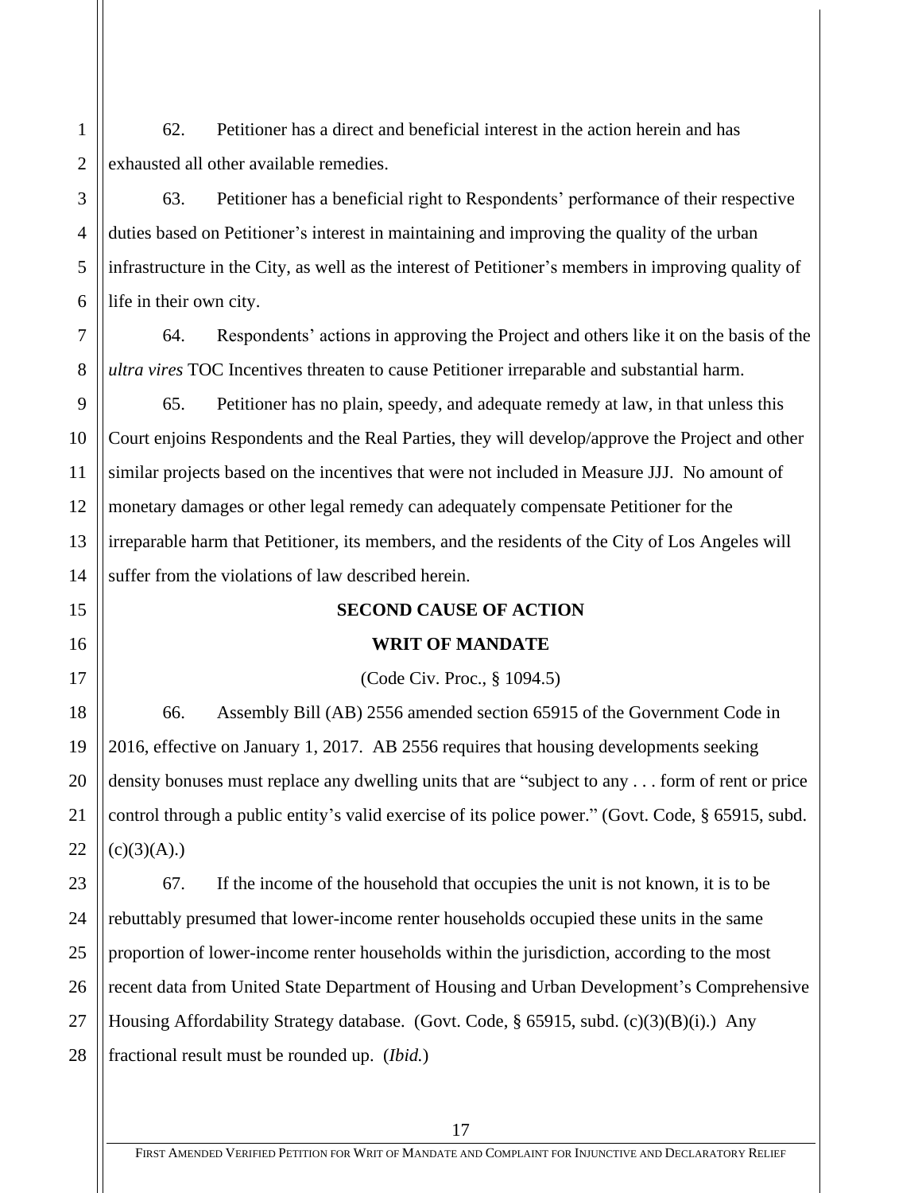62. Petitioner has a direct and beneficial interest in the action herein and has exhausted all other available remedies.

63. Petitioner has a beneficial right to Respondents' performance of their respective duties based on Petitioner's interest in maintaining and improving the quality of the urban infrastructure in the City, as well as the interest of Petitioner's members in improving quality of life in their own city.

64. Respondents' actions in approving the Project and others like it on the basis of the *ultra vires* TOC Incentives threaten to cause Petitioner irreparable and substantial harm.

65. Petitioner has no plain, speedy, and adequate remedy at law, in that unless this Court enjoins Respondents and the Real Parties, they will develop/approve the Project and other similar projects based on the incentives that were not included in Measure JJJ. No amount of monetary damages or other legal remedy can adequately compensate Petitioner for the irreparable harm that Petitioner, its members, and the residents of the City of Los Angeles will suffer from the violations of law described herein.

**SECOND CAUSE OF ACTION**

**WRIT OF MANDATE**

(Code Civ. Proc., § 1094.5)

66. Assembly Bill (AB) 2556 amended section 65915 of the Government Code in 2016, effective on January 1, 2017. AB 2556 requires that housing developments seeking density bonuses must replace any dwelling units that are "subject to any . . . form of rent or price control through a public entity's valid exercise of its police power." (Govt. Code, § 65915, subd. (c)(3)(A).)

67. If the income of the household that occupies the unit is not known, it is to be rebuttably presumed that lower-income renter households occupied these units in the same proportion of lower-income renter households within the jurisdiction, according to the most recent data from United State Department of Housing and Urban Development's Comprehensive Housing Affordability Strategy database. (Govt. Code, § 65915, subd. (c)(3)(B)(i).) Any fractional result must be rounded up. (*Ibid.*)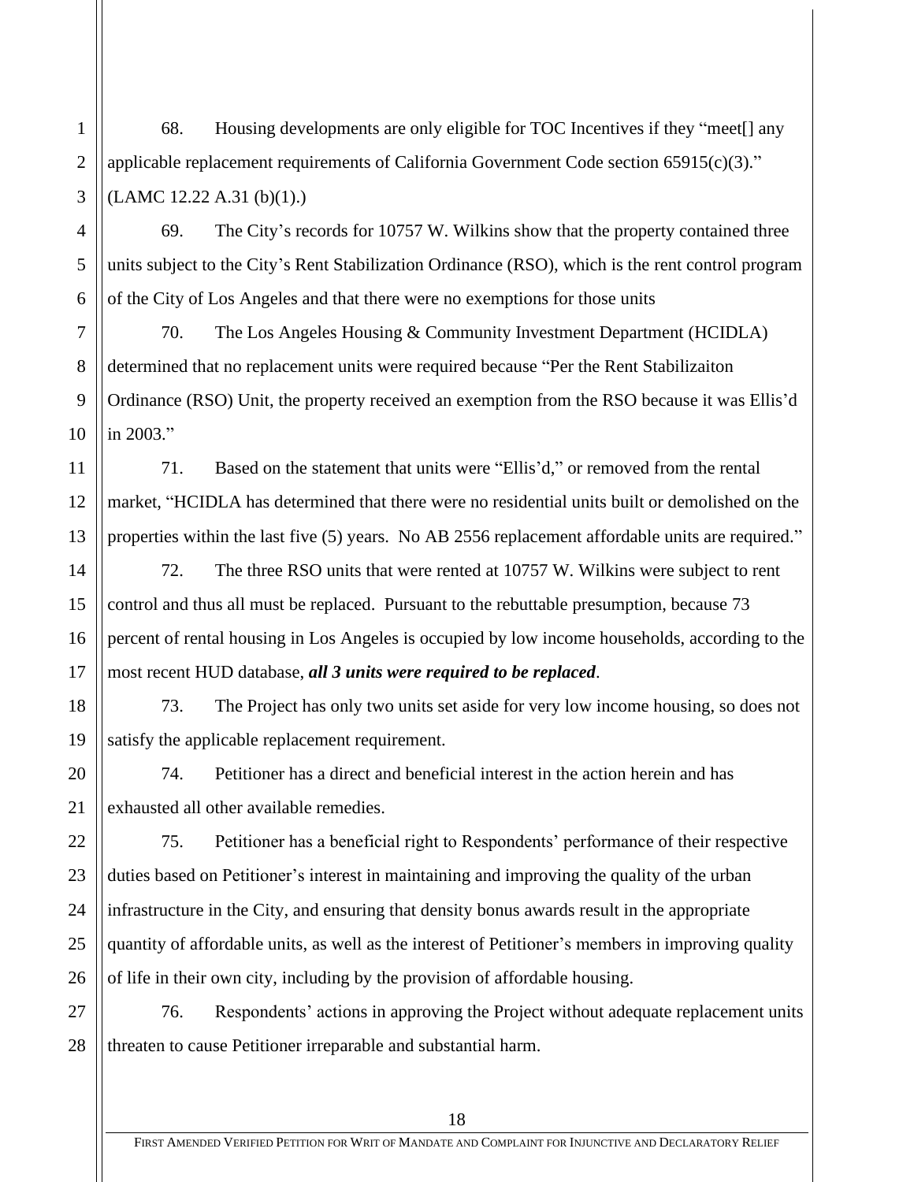68. Housing developments are only eligible for TOC Incentives if they "meet[] any applicable replacement requirements of California Government Code section 65915(c)(3)." (LAMC 12.22 A.31 (b)(1).)

69. The City's records for 10757 W. Wilkins show that the property contained three units subject to the City's Rent Stabilization Ordinance (RSO), which is the rent control program of the City of Los Angeles and that there were no exemptions for those units

70. The Los Angeles Housing & Community Investment Department (HCIDLA) determined that no replacement units were required because "Per the Rent Stabilizaiton Ordinance (RSO) Unit, the property received an exemption from the RSO because it was Ellis'd in 2003."

71. Based on the statement that units were "Ellis'd," or removed from the rental market, "HCIDLA has determined that there were no residential units built or demolished on the properties within the last five (5) years. No AB 2556 replacement affordable units are required."

72. The three RSO units that were rented at 10757 W. Wilkins were subject to rent control and thus all must be replaced. Pursuant to the rebuttable presumption, because 73 percent of rental housing in Los Angeles is occupied by low income households, according to the most recent HUD database, ***all 3 units were required to be replaced***.

73. The Project has only two units set aside for very low income housing, so does not satisfy the applicable replacement requirement.

74. Petitioner has a direct and beneficial interest in the action herein and has exhausted all other available remedies.

75. Petitioner has a beneficial right to Respondents' performance of their respective duties based on Petitioner's interest in maintaining and improving the quality of the urban infrastructure in the City, and ensuring that density bonus awards result in the appropriate quantity of affordable units, as well as the interest of Petitioner's members in improving quality of life in their own city, including by the provision of affordable housing.

76. Respondents' actions in approving the Project without adequate replacement units threaten to cause Petitioner irreparable and substantial harm.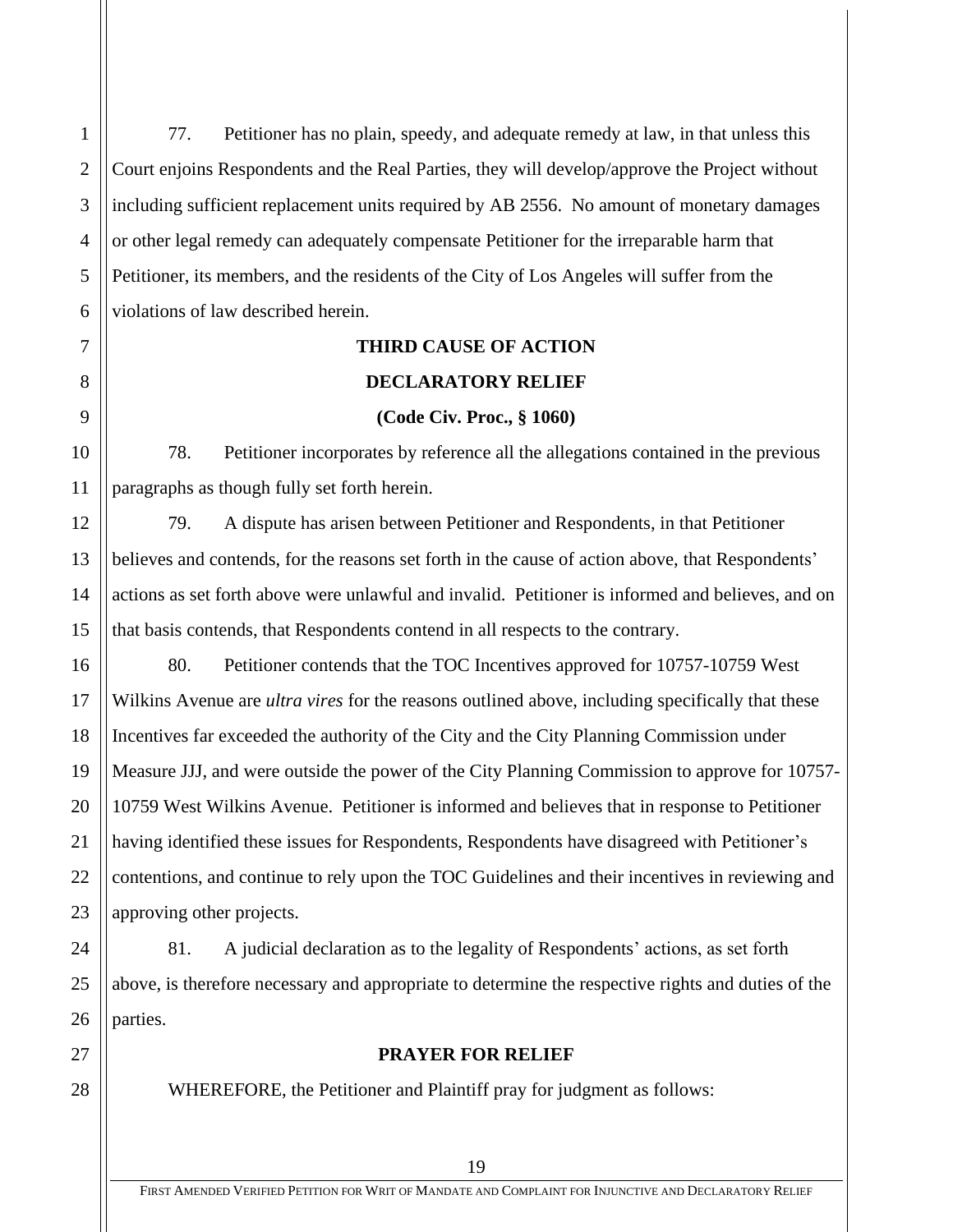77. Petitioner has no plain, speedy, and adequate remedy at law, in that unless this Court enjoins Respondents and the Real Parties, they will develop/approve the Project without including sufficient replacement units required by AB 2556. No amount of monetary damages or other legal remedy can adequately compensate Petitioner for the irreparable harm that Petitioner, its members, and the residents of the City of Los Angeles will suffer from the violations of law described herein.

**THIRD CAUSE OF ACTION**

**DECLARATORY RELIEF**

**(Code Civ. Proc., § 1060)**

78. Petitioner incorporates by reference all the allegations contained in the previous paragraphs as though fully set forth herein.

79. A dispute has arisen between Petitioner and Respondents, in that Petitioner believes and contends, for the reasons set forth in the cause of action above, that Respondents' actions as set forth above were unlawful and invalid. Petitioner is informed and believes, and on that basis contends, that Respondents contend in all respects to the contrary.

80. Petitioner contends that the TOC Incentives approved for 10757-10759 West Wilkins Avenue are *ultra vires* for the reasons outlined above, including specifically that these Incentives far exceeded the authority of the City and the City Planning Commission under Measure JJJ, and were outside the power of the City Planning Commission to approve for 10757-10759 West Wilkins Avenue. Petitioner is informed and believes that in response to Petitioner having identified these issues for Respondents, Respondents have disagreed with Petitioner's contentions, and continue to rely upon the TOC Guidelines and their incentives in reviewing and approving other projects.

81. A judicial declaration as to the legality of Respondents' actions, as set forth above, is therefore necessary and appropriate to determine the respective rights and duties of the parties.

**PRAYER FOR RELIEF**

WHEREFORE, the Petitioner and Plaintiff pray for judgment as follows: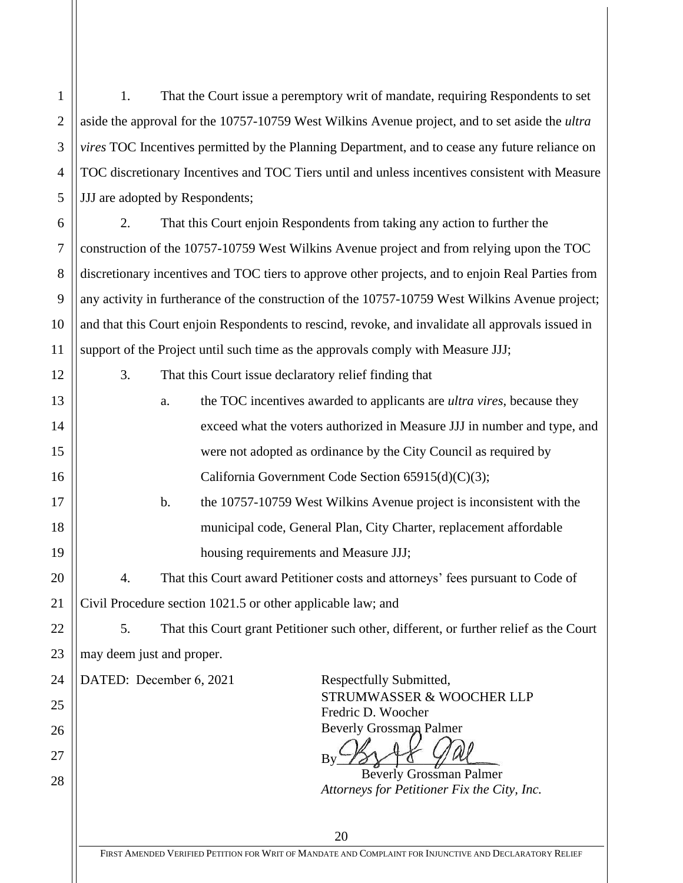1. That the Court issue a peremptory writ of mandate, requiring Respondents to set aside the approval for the 10757-10759 West Wilkins Avenue project, and to set aside the *ultra vires* TOC Incentives permitted by the Planning Department, and to cease any future reliance on TOC discretionary Incentives and TOC Tiers until and unless incentives consistent with Measure JJJ are adopted by Respondents;

2. That this Court enjoin Respondents from taking any action to further the construction of the 10757-10759 West Wilkins Avenue project and from relying upon the TOC discretionary incentives and TOC tiers to approve other projects, and to enjoin Real Parties from any activity in furtherance of the construction of the 10757-10759 West Wilkins Avenue project; and that this Court enjoin Respondents to rescind, revoke, and invalidate all approvals issued in support of the Project until such time as the approvals comply with Measure JJJ;

3. That this Court issue declaratory relief finding that

   a. the TOC incentives awarded to applicants are *ultra vires*, because they exceed what the voters authorized in Measure JJJ in number and type, and were not adopted as ordinance by the City Council as required by California Government Code Section 65915(d)(C)(3);

   b. the 10757-10759 West Wilkins Avenue project is inconsistent with the municipal code, General Plan, City Charter, replacement affordable housing requirements and Measure JJJ;

4. That this Court award Petitioner costs and attorneys' fees pursuant to Code of Civil Procedure section 1021.5 or other applicable law; and

5. That this Court grant Petitioner such other, different, or further relief as the Court may deem just and proper.

DATED: December 6, 2021

Respectfully Submitted,
STRUMWASSER & WOOCHER LLP
Fredric D. Woocher
Beverly Grossman Palmer

By ___________________
Beverly Grossman Palmer
*Attorneys for Petitioner Fix the City, Inc.*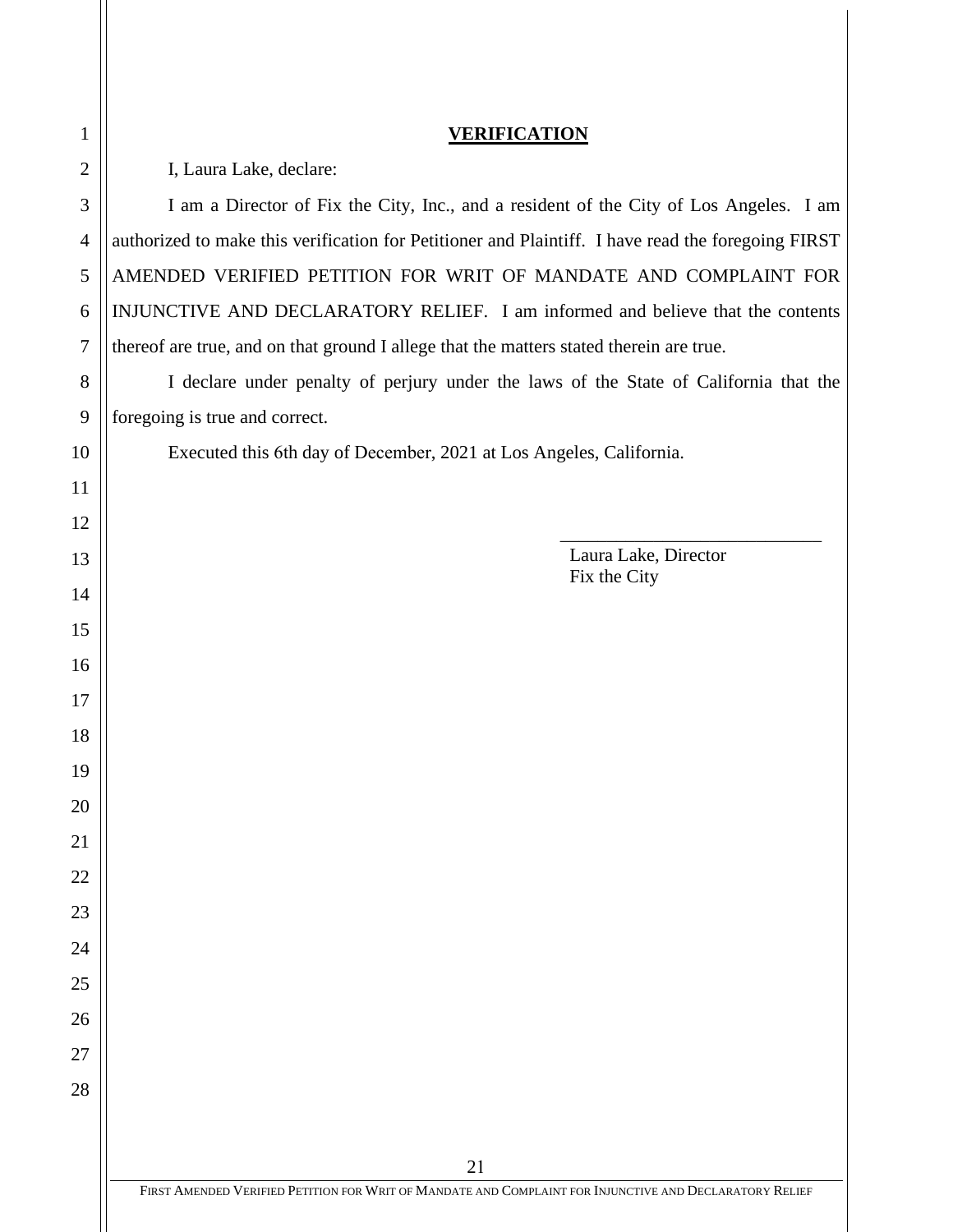**VERIFICATION**

I, Laura Lake, declare:

I am a Director of Fix the City, Inc., and a resident of the City of Los Angeles. I am authorized to make this verification for Petitioner and Plaintiff. I have read the foregoing FIRST AMENDED VERIFIED PETITION FOR WRIT OF MANDATE AND COMPLAINT FOR INJUNCTIVE AND DECLARATORY RELIEF. I am informed and believe that the contents thereof are true, and on that ground I allege that the matters stated therein are true.

I declare under penalty of perjury under the laws of the State of California that the foregoing is true and correct.

Executed this 6th day of December, 2021 at Los Angeles, California.

\_\_\_\_\_\_\_\_\_\_\_\_\_\_\_\_\_\_\_\_\_\_\_\_\_\_\_\_\_\_
Laura Lake, Director
Fix the City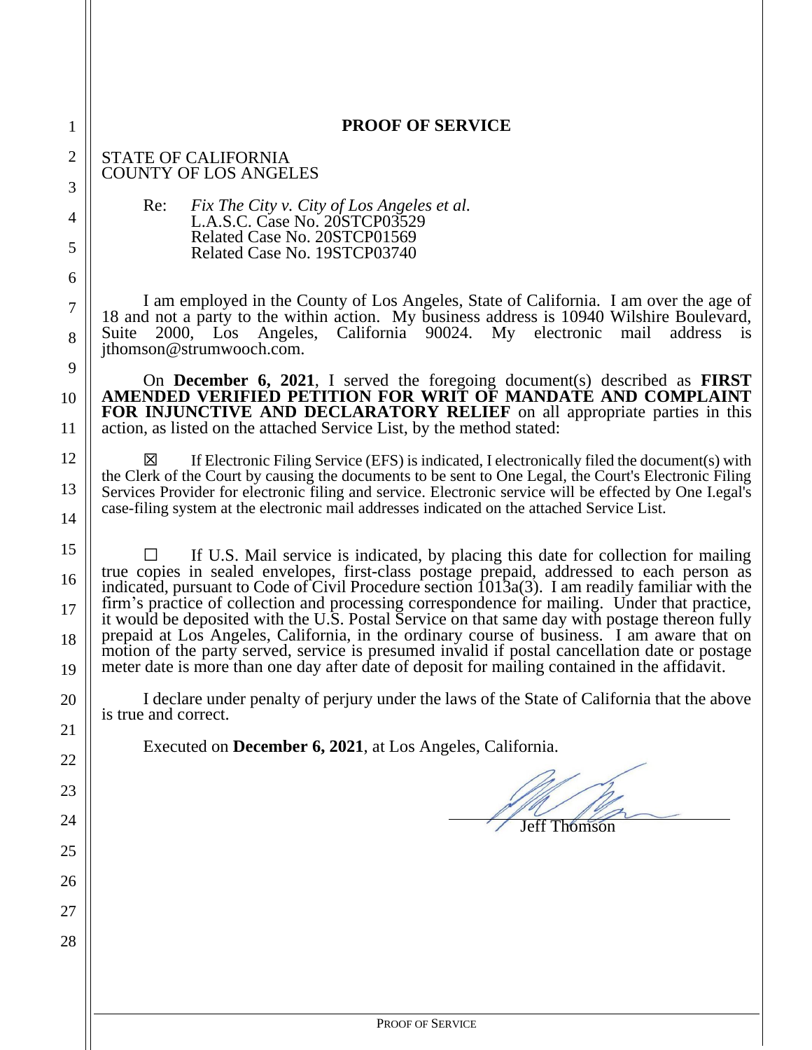# PROOF OF SERVICE

STATE OF CALIFORNIA
COUNTY OF LOS ANGELES

Re: *Fix The City v. City of Los Angeles et al.*
L.A.S.C. Case No. 20STCP03529
Related Case No. 20STCP01569
Related Case No. 19STCP03740

I am employed in the County of Los Angeles, State of California. I am over the age of 18 and not a party to the within action. My business address is 10940 Wilshire Boulevard, Suite 2000, Los Angeles, California 90024. My electronic mail address is jthomson@strumwooch.com.

On **December 6, 2021**, I served the foregoing document(s) described as **FIRST AMENDED VERIFIED PETITION FOR WRIT OF MANDATE AND COMPLAINT FOR INJUNCTIVE AND DECLARATORY RELIEF** on all appropriate parties in this action, as listed on the attached Service List, by the method stated:

☒ If Electronic Filing Service (EFS) is indicated, I electronically filed the document(s) with the Clerk of the Court by causing the documents to be sent to One Legal, the Court's Electronic Filing Services Provider for electronic filing and service. Electronic service will be effected by One I.egal's case-filing system at the electronic mail addresses indicated on the attached Service List.

☐ If U.S. Mail service is indicated, by placing this date for collection for mailing true copies in sealed envelopes, first-class postage prepaid, addressed to each person as indicated, pursuant to Code of Civil Procedure section 1013a(3). I am readily familiar with the firm's practice of collection and processing correspondence for mailing. Under that practice, it would be deposited with the U.S. Postal Service on that same day with postage thereon fully prepaid at Los Angeles, California, in the ordinary course of business. I am aware that on motion of the party served, service is presumed invalid if postal cancellation date or postage meter date is more than one day after date of deposit for mailing contained in the affidavit.

I declare under penalty of perjury under the laws of the State of California that the above is true and correct.

Executed on **December 6, 2021**, at Los Angeles, California.

Jeff Thomson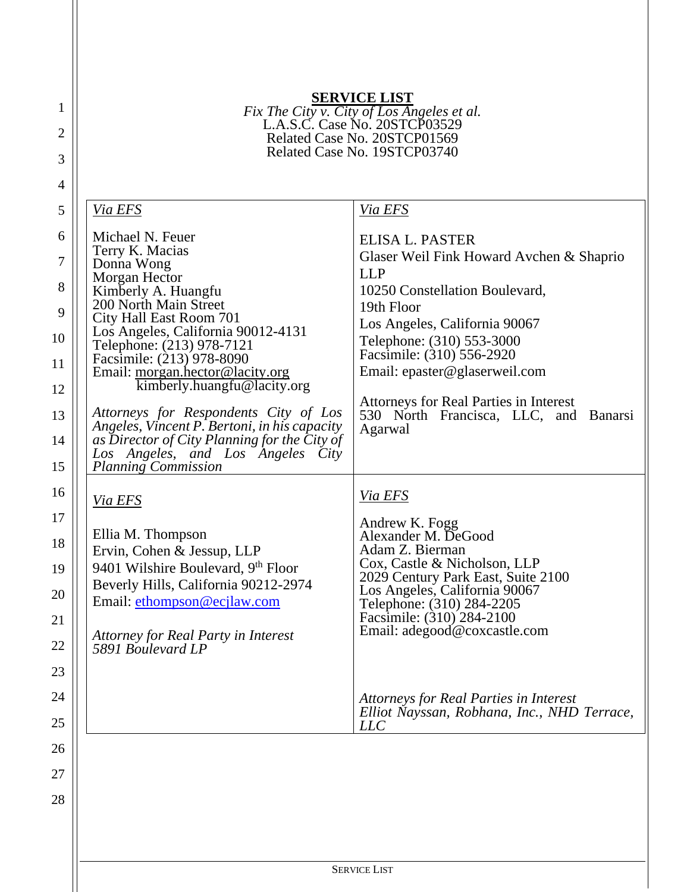**SERVICE LIST**

*Fix The City v. City of Los Angeles et al.*
L.A.S.C. Case No. 20STCP03529
Related Case No. 20STCP01569
Related Case No. 19STCP03740

| | |
|---|---|
| *Via EFS*<br><br>Michael N. Feuer<br>Terry K. Macias<br>Donna Wong<br>Morgan Hector<br>Kimberly A. Huangfu<br>200 North Main Street<br>City Hall East Room 701<br>Los Angeles, California 90012-4131<br>Telephone: (213) 978-7121<br>Facsimile: (213) 978-8090<br>Email: morgan.hector@lacity.org<br>kimberly.huangfu@lacity.org<br><br>*Attorneys for Respondents City of Los Angeles, Vincent P. Bertoni, in his capacity as Director of City Planning for the City of Los Angeles, and Los Angeles City Planning Commission* | *Via EFS*<br><br>ELISA L. PASTER<br>Glaser Weil Fink Howard Avchen & Shaprio LLP<br>10250 Constellation Boulevard, 19th Floor<br>Los Angeles, California 90067<br>Telephone: (310) 553-3000<br>Facsimile: (310) 556-2920<br>Email: epaster@glaserweil.com<br><br>Attorneys for Real Parties in Interest 530 North Francisca, LLC, and Banarsi Agarwal |
| *Via EFS*<br><br>Ellia M. Thompson<br>Ervin, Cohen & Jessup, LLP<br>9401 Wilshire Boulevard, 9th Floor<br>Beverly Hills, California 90212-2974<br>Email: ethompson@ecjlaw.com<br><br>*Attorney for Real Party in Interest 5891 Boulevard LP* | *Via EFS*<br><br>Andrew K. Fogg<br>Alexander M. DeGood<br>Adam Z. Bierman<br>Cox, Castle & Nicholson, LLP<br>2029 Century Park East, Suite 2100<br>Los Angeles, California 90067<br>Telephone: (310) 284-2205<br>Facsimile: (310) 284-2100<br>Email: adegood@coxcastle.com<br><br>*Attorneys for Real Parties in Interest Elliot Nayssan, Robhana, Inc., NHD Terrace, LLC* |